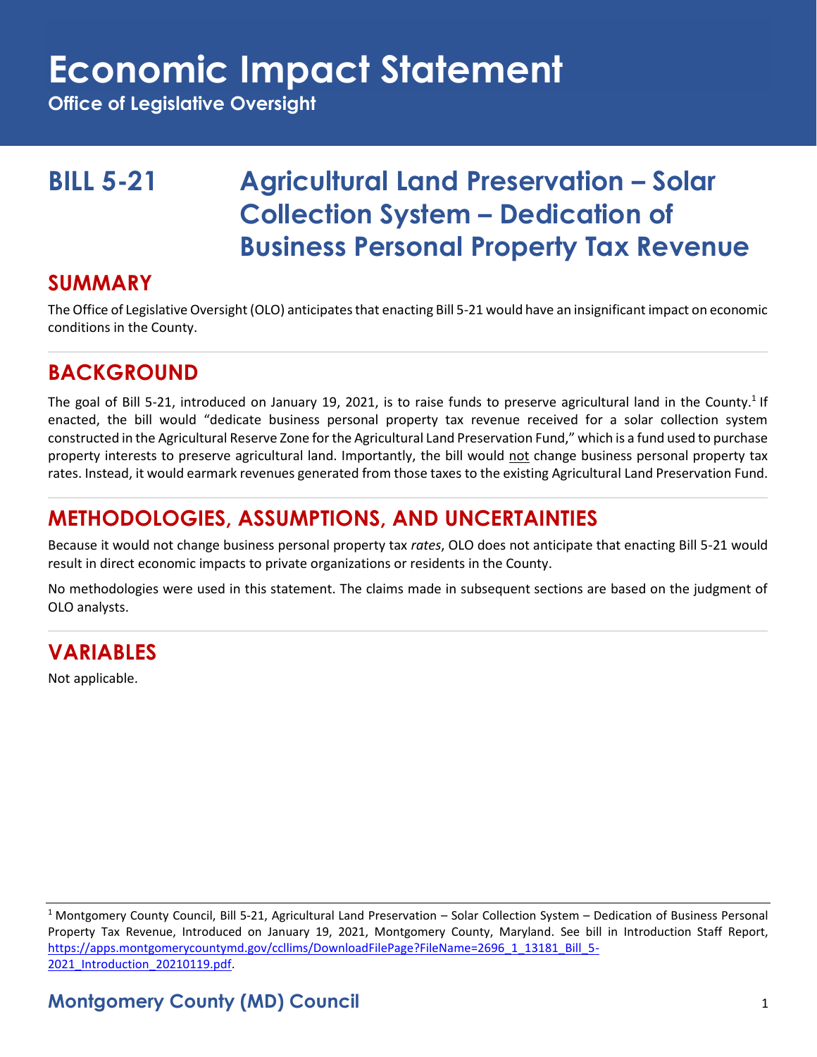# Economic Impact Statement

**Office of Legislative Oversight**

## BILL 5-21 Agricultural Land Preservation – Solar Collection System – Dedication of Business Personal Property Tax Revenue

## SUMMARY

The Office of Legislative Oversight (OLO) anticipates that enacting Bill 5-21 would have an insignificant impact on economic conditions in the County.

## BACKGROUND

The goal of Bill 5-21, introduced on January 19, 2021, is to raise funds to preserve agricultural land in the County.[1] If enacted, the bill would "dedicate business personal property tax revenue received for a solar collection system constructed in the Agricultural Reserve Zone for the Agricultural Land Preservation Fund," which is a fund used to purchase property interests to preserve agricultural land. Importantly, the bill would not change business personal property tax rates. Instead, it would earmark revenues generated from those taxes to the existing Agricultural Land Preservation Fund.

## METHODOLOGIES, ASSUMPTIONS, AND UNCERTAINTIES

Because it would not change business personal property tax *rates*, OLO does not anticipate that enacting Bill 5-21 would result in direct economic impacts to private organizations or residents in the County.

No methodologies were used in this statement. The claims made in subsequent sections are based on the judgment of OLO analysts.

## VARIABLES

Not applicable.

[1] Montgomery County Council, Bill 5-21, Agricultural Land Preservation – Solar Collection System – Dedication of Business Personal Property Tax Revenue, Introduced on January 19, 2021, Montgomery County, Maryland. See bill in Introduction Staff Report, https://apps.montgomerycountymd.gov/ccllims/DownloadFilePage?FileName=2696_1_13181_Bill_5-2021_Introduction_20210119.pdf.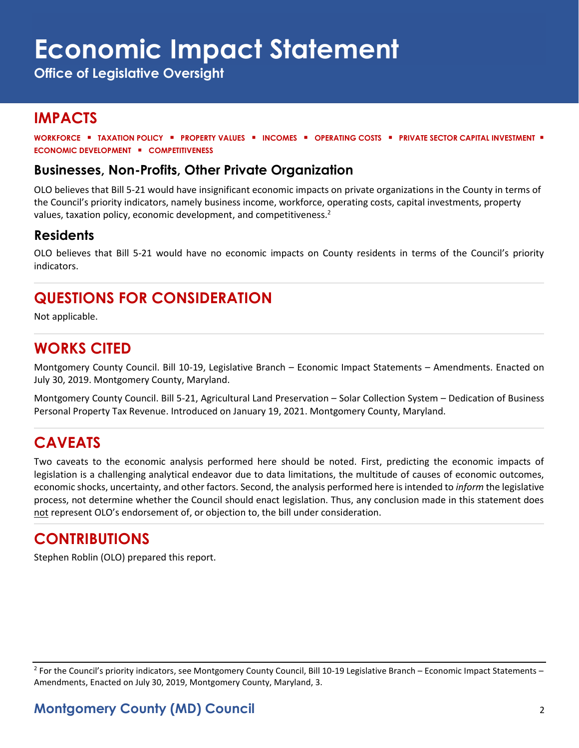# Economic Impact Statement

**Office of Legislative Oversight**

## IMPACTS

**WORKFORCE ▪ TAXATION POLICY ▪ PROPERTY VALUES ▪ INCOMES ▪ OPERATING COSTS ▪ PRIVATE SECTOR CAPITAL INVESTMENT ▪ ECONOMIC DEVELOPMENT ▪ COMPETITIVENESS**

### Businesses, Non-Profits, Other Private Organization

OLO believes that Bill 5-21 would have insignificant economic impacts on private organizations in the County in terms of the Council's priority indicators, namely business income, workforce, operating costs, capital investments, property values, taxation policy, economic development, and competitiveness.[2]

### Residents

OLO believes that Bill 5-21 would have no economic impacts on County residents in terms of the Council's priority indicators.

## QUESTIONS FOR CONSIDERATION

Not applicable.

## WORKS CITED

Montgomery County Council. Bill 10-19, Legislative Branch – Economic Impact Statements – Amendments. Enacted on July 30, 2019. Montgomery County, Maryland.

Montgomery County Council. Bill 5-21, Agricultural Land Preservation – Solar Collection System – Dedication of Business Personal Property Tax Revenue. Introduced on January 19, 2021. Montgomery County, Maryland.

## CAVEATS

Two caveats to the economic analysis performed here should be noted. First, predicting the economic impacts of legislation is a challenging analytical endeavor due to data limitations, the multitude of causes of economic outcomes, economic shocks, uncertainty, and other factors. Second, the analysis performed here is intended to *inform* the legislative process, not determine whether the Council should enact legislation. Thus, any conclusion made in this statement does not represent OLO's endorsement of, or objection to, the bill under consideration.

## CONTRIBUTIONS

Stephen Roblin (OLO) prepared this report.

---

[2] For the Council's priority indicators, see Montgomery County Council, Bill 10-19 Legislative Branch – Economic Impact Statements – Amendments, Enacted on July 30, 2019, Montgomery County, Maryland, 3.